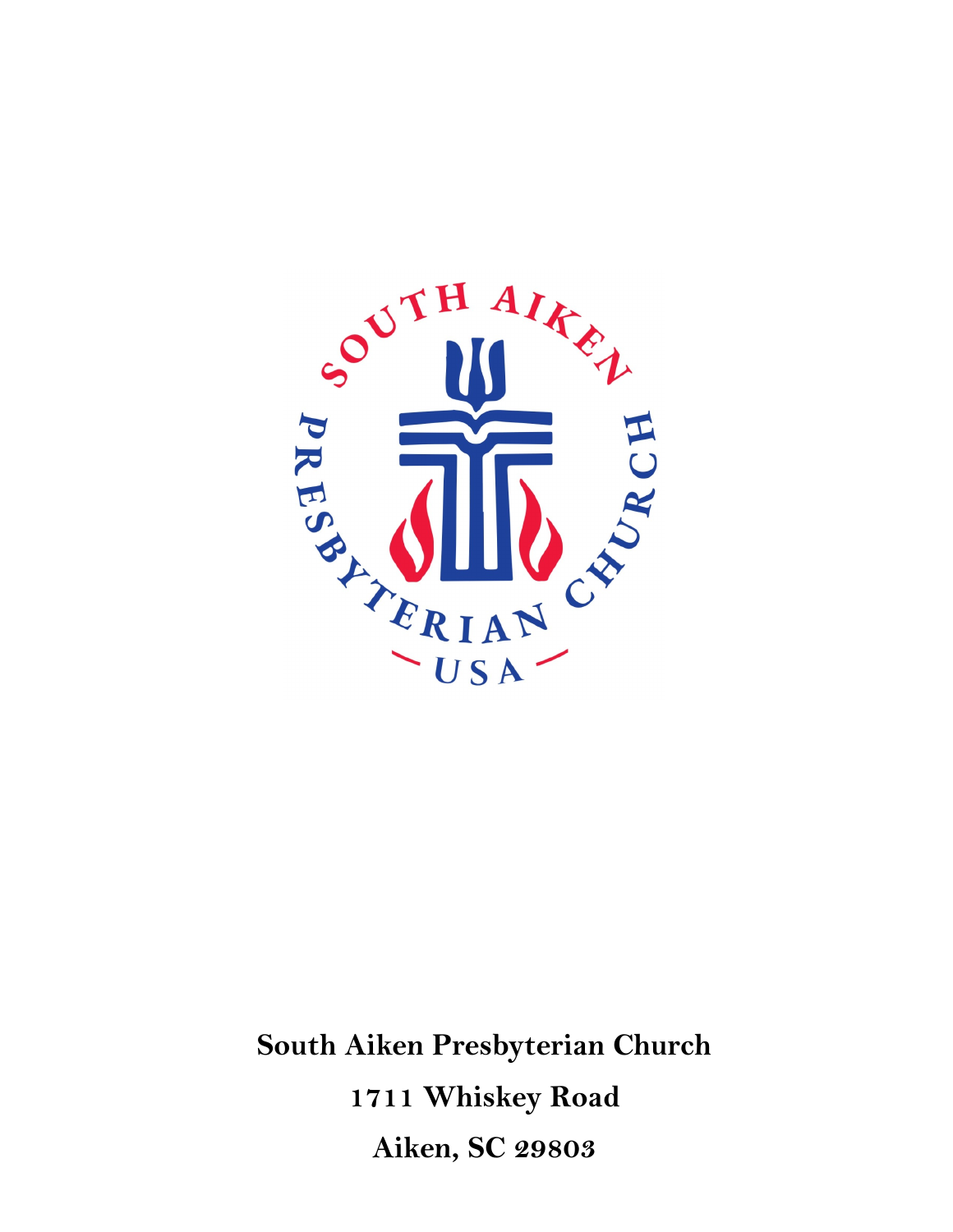**South Aiken Presbyterian Church**

**1711 Whiskey Road**

**Aiken, SC 29803**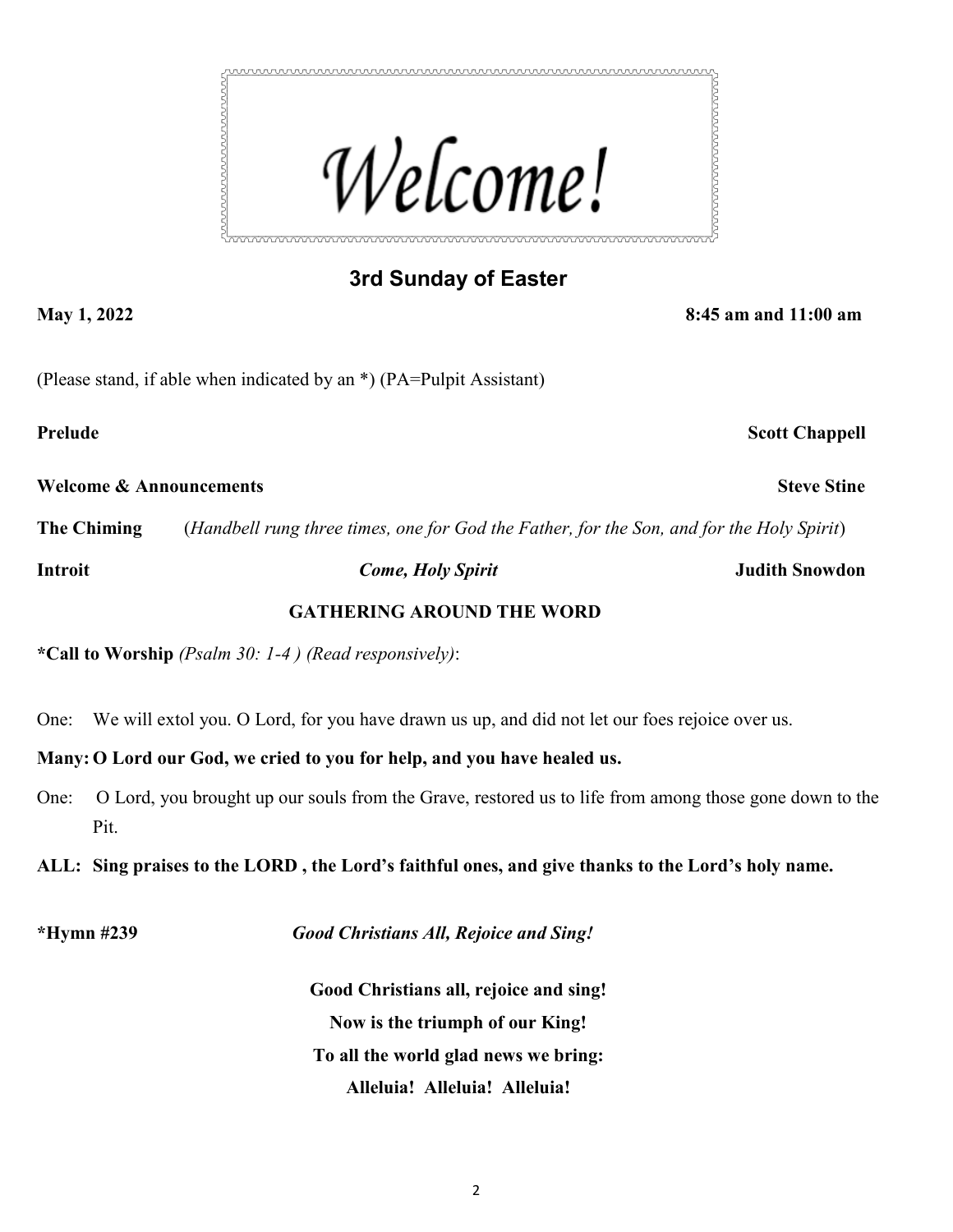# Welcome!

## 3rd Sunday of Easter

**May 1, 2022** **8:45 am and 11:00 am**

(Please stand, if able when indicated by an *) (PA=Pulpit Assistant)

**Prelude** **Scott Chappell**

**Welcome & Announcements** **Steve Stine**

**The Chiming** (*Handbell rung three times, one for God the Father, for the Son, and for the Holy Spirit*)

**Introit** ***Come, Holy Spirit*** **Judith Snowdon**

### GATHERING AROUND THE WORD

***Call to Worship** *(Psalm 30: 1-4 ) (Read responsively)*:

One: We will extol you. O Lord, for you have drawn us up, and did not let our foes rejoice over us.

**Many: O Lord our God, we cried to you for help, and you have healed us.**

One: O Lord, you brought up our souls from the Grave, restored us to life from among those gone down to the Pit.

**ALL: Sing praises to the LORD , the Lord's faithful ones, and give thanks to the Lord's holy name.**

***Hymn #239** ***Good Christians All, Rejoice and Sing!***

**Good Christians all, rejoice and sing!**
**Now is the triumph of our King!**
**To all the world glad news we bring:**
**Alleluia! Alleluia! Alleluia!**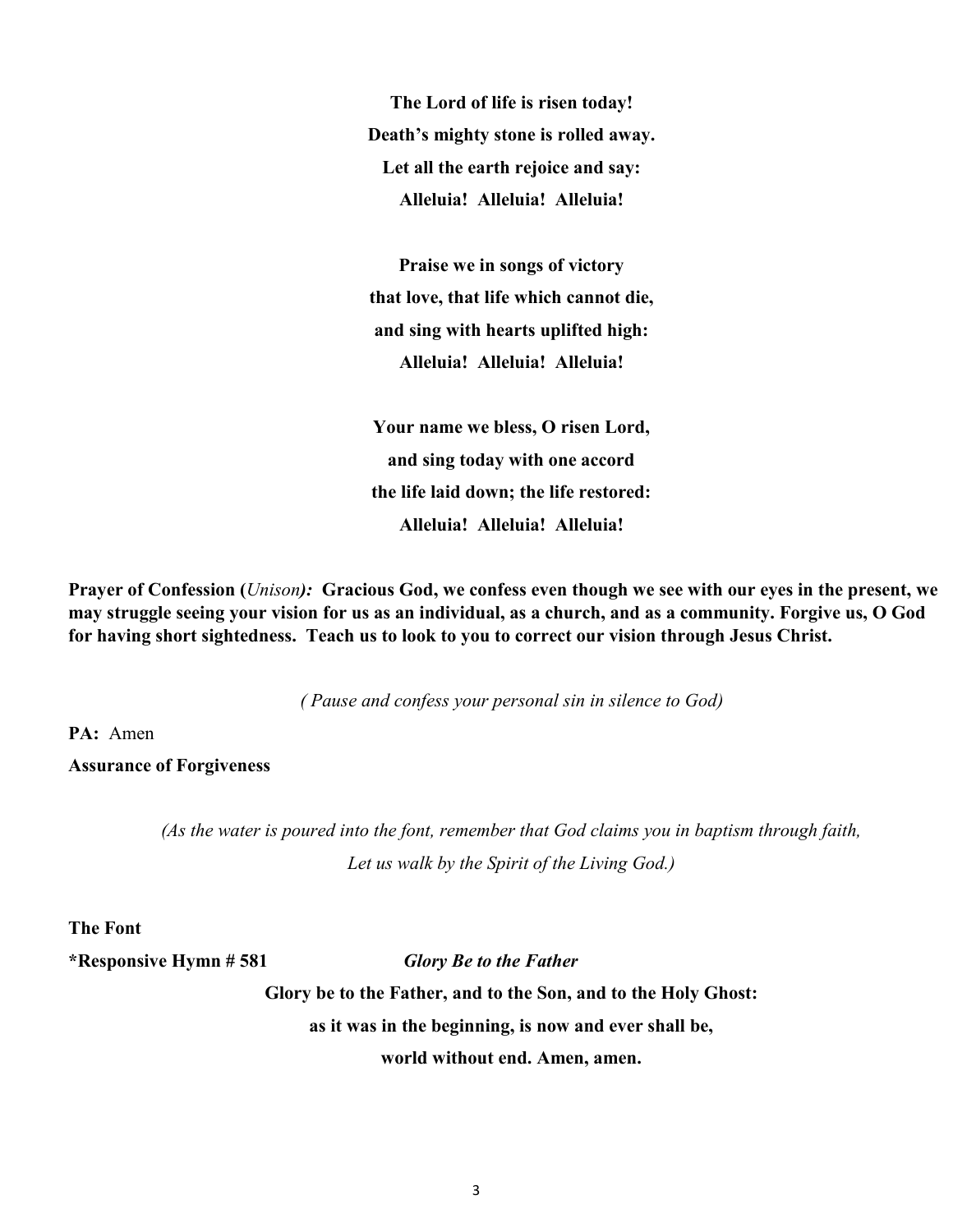**The Lord of life is risen today!**
**Death's mighty stone is rolled away.**
**Let all the earth rejoice and say:**
**Alleluia! Alleluia! Alleluia!**

**Praise we in songs of victory**
**that love, that life which cannot die,**
**and sing with hearts uplifted high:**
**Alleluia! Alleluia! Alleluia!**

**Your name we bless, O risen Lord,**
**and sing today with one accord**
**the life laid down; the life restored:**
**Alleluia! Alleluia! Alleluia!**

**Prayer of Confession (***Unison***):** **Gracious God, we confess even though we see with our eyes in the present, we may struggle seeing your vision for us as an individual, as a church, and as a community. Forgive us, O God for having short sightedness. Teach us to look to you to correct our vision through Jesus Christ.**

*( Pause and confess your personal sin in silence to God)*

**PA:** Amen

**Assurance of Forgiveness**

*(As the water is poured into the font, remember that God claims you in baptism through faith,*
*Let us walk by the Spirit of the Living God.)*

**The Font**

**\*Responsive Hymn # 581** ***Glory Be to the Father***

**Glory be to the Father, and to the Son, and to the Holy Ghost:**
**as it was in the beginning, is now and ever shall be,**
**world without end. Amen, amen.**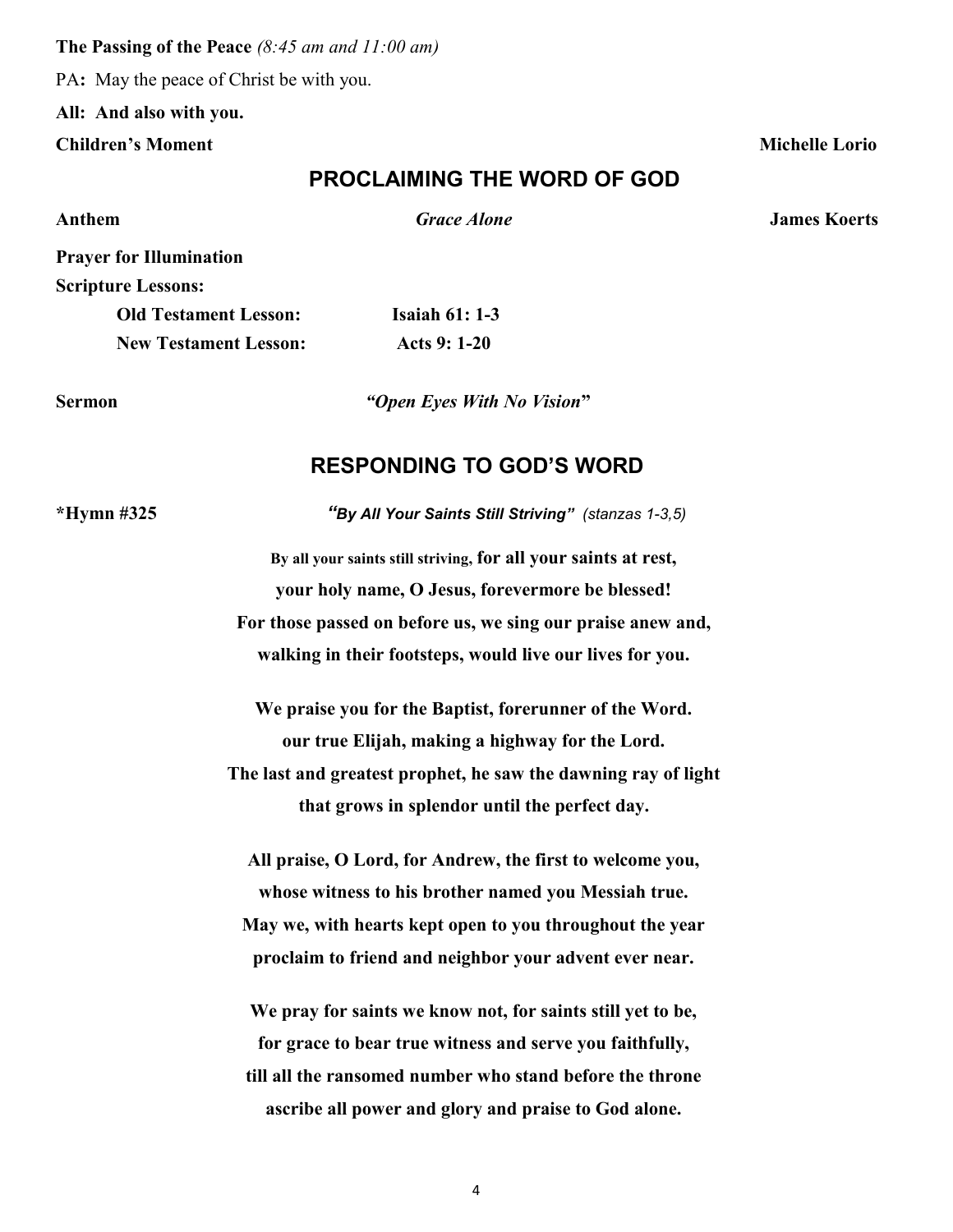**The Passing of the Peace** *(8:45 am and 11:00 am)*

PA**:** May the peace of Christ be with you.

**All: And also with you.**

**Children's Moment** **Michelle Lorio**

## PROCLAIMING THE WORD OF GOD

**Anthem** ***Grace Alone*** **James Koerts**

**Prayer for Illumination**

**Scripture Lessons:**

**Old Testament Lesson: Isaiah 61: 1-3**

**New Testament Lesson: Acts 9: 1-20**

**Sermon** ***"Open Eyes With No Vision*"**

## RESPONDING TO GOD'S WORD

**\*Hymn #325** ***"By All Your Saints Still Striving"*** *(stanzas 1-3,5)*

**By all your saints still striving, for all your saints at rest,**
**your holy name, O Jesus, forevermore be blessed!**
**For those passed on before us, we sing our praise anew and,**
**walking in their footsteps, would live our lives for you.**

**We praise you for the Baptist, forerunner of the Word.**
**our true Elijah, making a highway for the Lord.**
**The last and greatest prophet, he saw the dawning ray of light**
**that grows in splendor until the perfect day.**

**All praise, O Lord, for Andrew, the first to welcome you,**
**whose witness to his brother named you Messiah true.**
**May we, with hearts kept open to you throughout the year**
**proclaim to friend and neighbor your advent ever near.**

**We pray for saints we know not, for saints still yet to be,**
**for grace to bear true witness and serve you faithfully,**
**till all the ransomed number who stand before the throne**
**ascribe all power and glory and praise to God alone.**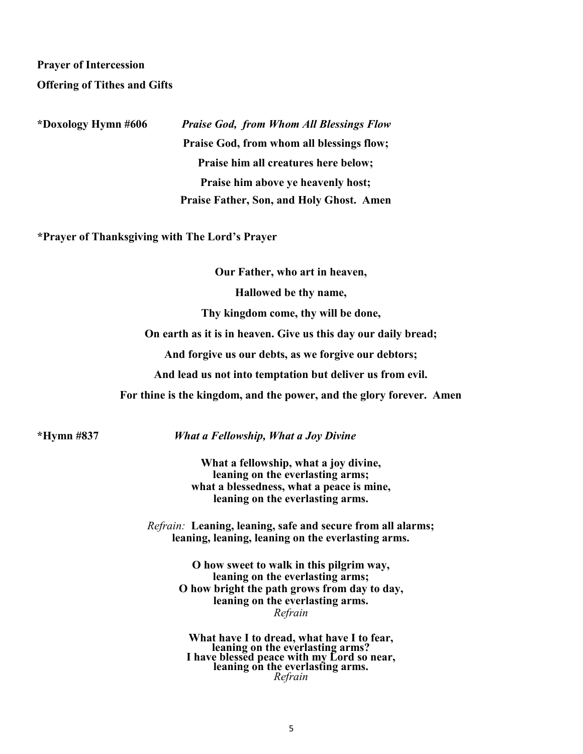**Prayer of Intercession**

**Offering of Tithes and Gifts**

**\*Doxology Hymn #606** ***Praise God, from Whom All Blessings Flow***

**Praise God, from whom all blessings flow;**
**Praise him all creatures here below;**
**Praise him above ye heavenly host;**
**Praise Father, Son, and Holy Ghost. Amen**

**\*Prayer of Thanksgiving with The Lord's Prayer**

**Our Father, who art in heaven,**
**Hallowed be thy name,**
**Thy kingdom come, thy will be done,**
**On earth as it is in heaven. Give us this day our daily bread;**
**And forgive us our debts, as we forgive our debtors;**
**And lead us not into temptation but deliver us from evil.**
**For thine is the kingdom, and the power, and the glory forever. Amen**

**\*Hymn #837** ***What a Fellowship, What a Joy Divine***

**What a fellowship, what a joy divine,**
**leaning on the everlasting arms;**
**what a blessedness, what a peace is mine,**
**leaning on the everlasting arms.**

*Refrain:* **Leaning, leaning, safe and secure from all alarms;**
**leaning, leaning, leaning on the everlasting arms.**

**O how sweet to walk in this pilgrim way,**
**leaning on the everlasting arms;**
**O how bright the path grows from day to day,**
**leaning on the everlasting arms.**
*Refrain*

**What have I to dread, what have I to fear,**
**leaning on the everlasting arms?**
**I have blessed peace with my Lord so near,**
**leaning on the everlasting arms.**
*Refrain*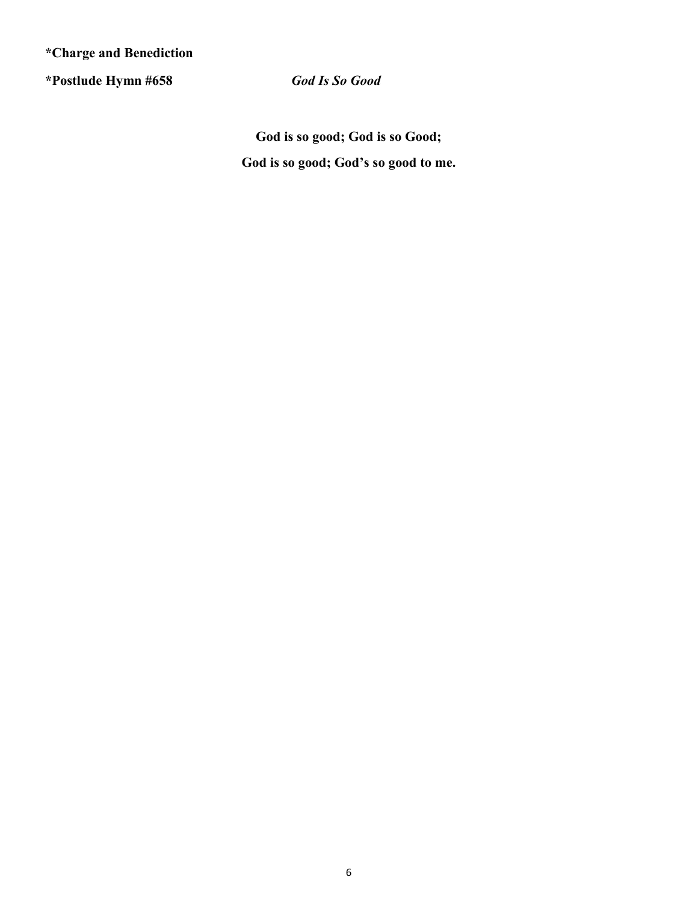**\*Charge and Benediction**

**\*Postlude Hymn #658** ***God Is So Good***

**God is so good; God is so Good;**

**God is so good; God's so good to me.**